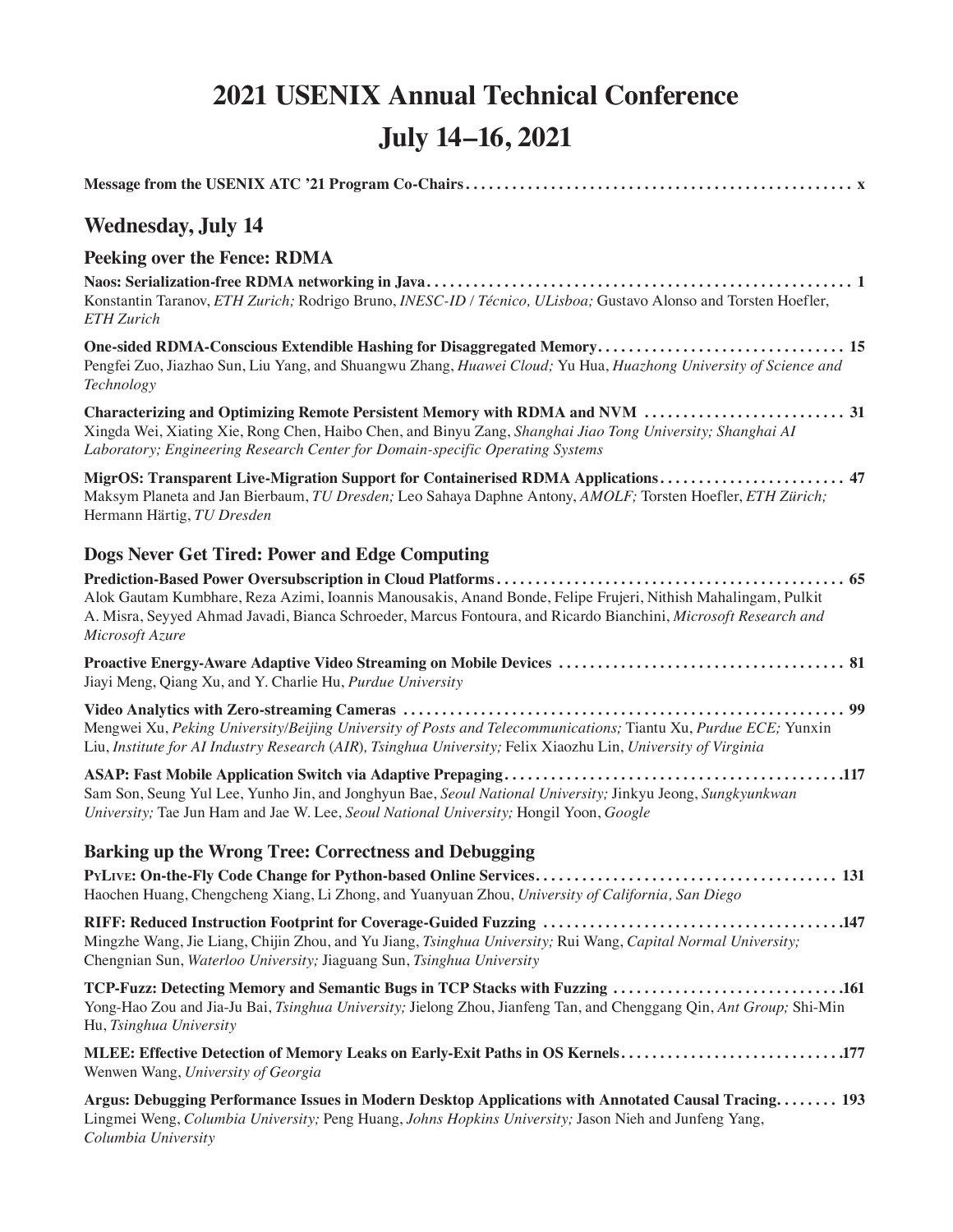# 2021 USENIX Annual Technical Conference

# July 14–16, 2021

**Message from the USENIX ATC '21 Program Co-Chairs** . . . . . . . . . . x

## Wednesday, July 14

### Peeking over the Fence: RDMA

**Naos: Serialization-free RDMA networking in Java** . . . . . . . . . . 1
Konstantin Taranov, *ETH Zurich;* Rodrigo Bruno, *INESC-ID / Técnico, ULisboa;* Gustavo Alonso and Torsten Hoefler, *ETH Zurich*

**One-sided RDMA-Conscious Extendible Hashing for Disaggregated Memory** . . . . . . . . . . 15
Pengfei Zuo, Jiazhao Sun, Liu Yang, and Shuangwu Zhang, *Huawei Cloud;* Yu Hua, *Huazhong University of Science and Technology*

**Characterizing and Optimizing Remote Persistent Memory with RDMA and NVM** . . . . . . . . . . 31
Xingda Wei, Xiating Xie, Rong Chen, Haibo Chen, and Binyu Zang, *Shanghai Jiao Tong University; Shanghai AI Laboratory; Engineering Research Center for Domain-specific Operating Systems*

**MigrOS: Transparent Live-Migration Support for Containerised RDMA Applications** . . . . . . . . . . 47
Maksym Planeta and Jan Bierbaum, *TU Dresden;* Leo Sahaya Daphne Antony, *AMOLF;* Torsten Hoefler, *ETH Zürich;* Hermann Härtig, *TU Dresden*

### Dogs Never Get Tired: Power and Edge Computing

**Prediction-Based Power Oversubscription in Cloud Platforms** . . . . . . . . . . 65
Alok Gautam Kumbhare, Reza Azimi, Ioannis Manousakis, Anand Bonde, Felipe Frujeri, Nithish Mahalingam, Pulkit A. Misra, Seyyed Ahmad Javadi, Bianca Schroeder, Marcus Fontoura, and Ricardo Bianchini, *Microsoft Research and Microsoft Azure*

**Proactive Energy-Aware Adaptive Video Streaming on Mobile Devices** . . . . . . . . . . 81
Jiayi Meng, Qiang Xu, and Y. Charlie Hu, *Purdue University*

**Video Analytics with Zero-streaming Cameras** . . . . . . . . . . 99
Mengwei Xu, *Peking University/Beijing University of Posts and Telecommunications;* Tiantu Xu, *Purdue ECE;* Yunxin Liu, *Institute for AI Industry Research (AIR), Tsinghua University;* Felix Xiaozhu Lin, *University of Virginia*

**ASAP: Fast Mobile Application Switch via Adaptive Prepaging** . . . . . . . . . . 117
Sam Son, Seung Yul Lee, Yunho Jin, and Jonghyun Bae, *Seoul National University;* Jinkyu Jeong, *Sungkyunkwan University;* Tae Jun Ham and Jae W. Lee, *Seoul National University;* Hongil Yoon, *Google*

### Barking up the Wrong Tree: Correctness and Debugging

**PyLive: On-the-Fly Code Change for Python-based Online Services** . . . . . . . . . . 131
Haochen Huang, Chengcheng Xiang, Li Zhong, and Yuanyuan Zhou, *University of California, San Diego*

**RIFF: Reduced Instruction Footprint for Coverage-Guided Fuzzing** . . . . . . . . . . 147
Mingzhe Wang, Jie Liang, Chijin Zhou, and Yu Jiang, *Tsinghua University;* Rui Wang, *Capital Normal University;* Chengnian Sun, *Waterloo University;* Jiaguang Sun, *Tsinghua University*

**TCP-Fuzz: Detecting Memory and Semantic Bugs in TCP Stacks with Fuzzing** . . . . . . . . . . 161
Yong-Hao Zou and Jia-Ju Bai, *Tsinghua University;* Jielong Zhou, Jianfeng Tan, and Chenggang Qin, *Ant Group;* Shi-Min Hu, *Tsinghua University*

**MLEE: Effective Detection of Memory Leaks on Early-Exit Paths in OS Kernels** . . . . . . . . . . 177
Wenwen Wang, *University of Georgia*

**Argus: Debugging Performance Issues in Modern Desktop Applications with Annotated Causal Tracing** . . . . . . . . . . 193
Lingmei Weng, *Columbia University;* Peng Huang, *Johns Hopkins University;* Jason Nieh and Junfeng Yang, *Columbia University*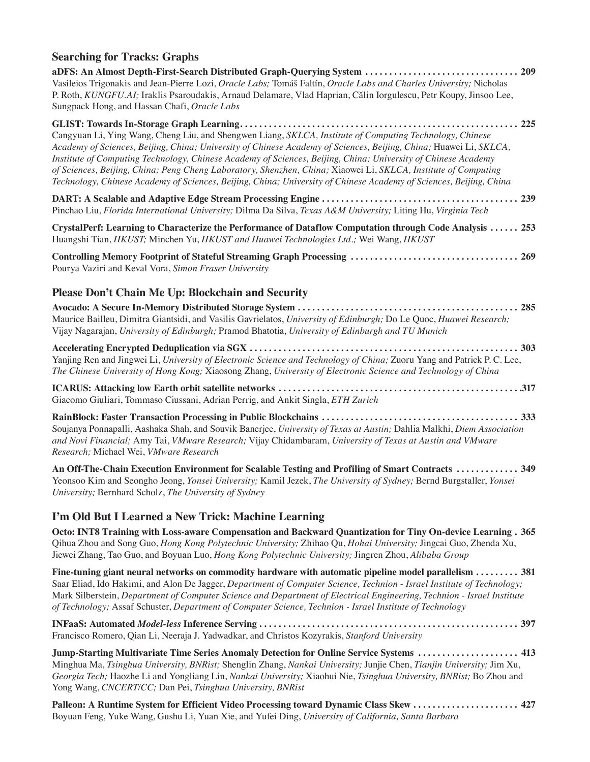## Searching for Tracks: Graphs

**aDFS: An Almost Depth-First-Search Distributed Graph-Querying System** ................................ **209**
Vasileios Trigonakis and Jean-Pierre Lozi, *Oracle Labs;* Tomáš Faltín, *Oracle Labs and Charles University;* Nicholas P. Roth, *KUNGFU.AI;* Iraklis Psaroudakis, Arnaud Delamare, Vlad Haprian, Călin Iorgulescu, Petr Koupy, Jinsoo Lee, Sungpack Hong, and Hassan Chafi, *Oracle Labs*

**GLIST: Towards In-Storage Graph Learning** .......................................................... **225**
Cangyuan Li, Ying Wang, Cheng Liu, and Shengwen Liang, *SKLCA, Institute of Computing Technology, Chinese Academy of Sciences, Beijing, China; University of Chinese Academy of Sciences, Beijing, China;* Huawei Li, *SKLCA, Institute of Computing Technology, Chinese Academy of Sciences, Beijing, China; University of Chinese Academy of Sciences, Beijing, China; Peng Cheng Laboratory, Shenzhen, China;* Xiaowei Li, *SKLCA, Institute of Computing Technology, Chinese Academy of Sciences, Beijing, China; University of Chinese Academy of Sciences, Beijing, China*

**DART: A Scalable and Adaptive Edge Stream Processing Engine** ........................................ **239**
Pinchao Liu, *Florida International University;* Dilma Da Silva, *Texas A&M University;* Liting Hu, *Virginia Tech*

**CrystalPerf: Learning to Characterize the Performance of Dataflow Computation through Code Analysis** ...... **253**
Huangshi Tian, *HKUST;* Minchen Yu, *HKUST and Huawei Technologies Ltd.;* Wei Wang, *HKUST*

**Controlling Memory Footprint of Stateful Streaming Graph Processing** .................................. **269**
Pourya Vaziri and Keval Vora, *Simon Fraser University*

## Please Don't Chain Me Up: Blockchain and Security

**Avocado: A Secure In-Memory Distributed Storage System** .............................................. **285**
Maurice Bailleu, Dimitra Giantsidi, and Vasilis Gavrielatos, *University of Edinburgh;* Do Le Quoc, *Huawei Research;* Vijay Nagarajan, *University of Edinburgh;* Pramod Bhatotia, *University of Edinburgh and TU Munich*

**Accelerating Encrypted Deduplication via SGX** ........................................................ **303**
Yanjing Ren and Jingwei Li, *University of Electronic Science and Technology of China;* Zuoru Yang and Patrick P. C. Lee, *The Chinese University of Hong Kong;* Xiaosong Zhang, *University of Electronic Science and Technology of China*

**ICARUS: Attacking low Earth orbit satellite networks** .................................................. **317**
Giacomo Giuliari, Tommaso Ciussani, Adrian Perrig, and Ankit Singla, *ETH Zurich*

**RainBlock: Faster Transaction Processing in Public Blockchains** ......................................... **333**
Soujanya Ponnapalli, Aashaka Shah, and Souvik Banerjee, *University of Texas at Austin;* Dahlia Malkhi, *Diem Association and Novi Financial;* Amy Tai, *VMware Research;* Vijay Chidambaram, *University of Texas at Austin and VMware Research;* Michael Wei, *VMware Research*

**An Off-The-Chain Execution Environment for Scalable Testing and Profiling of Smart Contracts** ............. **349**
Yeonsoo Kim and Seongho Jeong, *Yonsei University;* Kamil Jezek, *The University of Sydney;* Bernd Burgstaller, *Yonsei University;* Bernhard Scholz, *The University of Sydney*

## I'm Old But I Learned a New Trick: Machine Learning

**Octo: INT8 Training with Loss-aware Compensation and Backward Quantization for Tiny On-device Learning** . **365**
Qihua Zhou and Song Guo, *Hong Kong Polytechnic University;* Zhihao Qu, *Hohai University;* Jingcai Guo, Zhenda Xu, Jiewei Zhang, Tao Guo, and Boyuan Luo, *Hong Kong Polytechnic University;* Jingren Zhou, *Alibaba Group*

**Fine-tuning giant neural networks on commodity hardware with automatic pipeline model parallelism** ......... **381**
Saar Eliad, Ido Hakimi, and Alon De Jagger, *Department of Computer Science, Technion - Israel Institute of Technology;* Mark Silberstein, *Department of Computer Science and Department of Electrical Engineering, Technion - Israel Institute of Technology;* Assaf Schuster, *Department of Computer Science, Technion - Israel Institute of Technology*

**INFaaS: Automated *Model-less* Inference Serving** ...................................................... **397**
Francisco Romero, Qian Li, Neeraja J. Yadwadkar, and Christos Kozyrakis, *Stanford University*

**Jump-Starting Multivariate Time Series Anomaly Detection for Online Service Systems** ..................... **413**
Minghua Ma, *Tsinghua University, BNRist;* Shenglin Zhang, *Nankai University;* Junjie Chen, *Tianjin University;* Jim Xu, *Georgia Tech;* Haozhe Li and Yongliang Lin, *Nankai University;* Xiaohui Nie, *Tsinghua University, BNRist;* Bo Zhou and Yong Wang, *CNCERT/CC;* Dan Pei, *Tsinghua University, BNRist*

**Palleon: A Runtime System for Efficient Video Processing toward Dynamic Class Skew** ...................... **427**
Boyuan Feng, Yuke Wang, Gushu Li, Yuan Xie, and Yufei Ding, *University of California, Santa Barbara*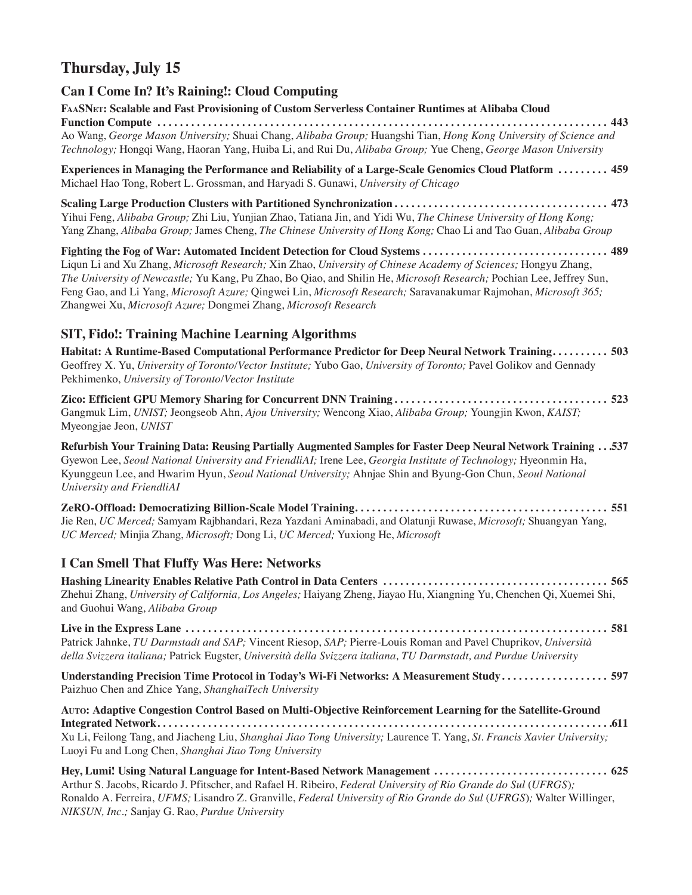## Thursday, July 15

### Can I Come In? It's Raining!: Cloud Computing

**FaaSNet: Scalable and Fast Provisioning of Custom Serverless Container Runtimes at Alibaba Cloud Function Compute** ........ **443**
Ao Wang, *George Mason University;* Shuai Chang, *Alibaba Group;* Huangshi Tian, *Hong Kong University of Science and Technology;* Hongqi Wang, Haoran Yang, Huiba Li, and Rui Du, *Alibaba Group;* Yue Cheng, *George Mason University*

**Experiences in Managing the Performance and Reliability of a Large-Scale Genomics Cloud Platform** ........ **459**
Michael Hao Tong, Robert L. Grossman, and Haryadi S. Gunawi, *University of Chicago*

**Scaling Large Production Clusters with Partitioned Synchronization** ........ **473**
Yihui Feng, *Alibaba Group;* Zhi Liu, Yunjian Zhao, Tatiana Jin, and Yidi Wu, *The Chinese University of Hong Kong;* Yang Zhang, *Alibaba Group;* James Cheng, *The Chinese University of Hong Kong;* Chao Li and Tao Guan, *Alibaba Group*

**Fighting the Fog of War: Automated Incident Detection for Cloud Systems** ........ **489**
Liqun Li and Xu Zhang, *Microsoft Research;* Xin Zhao, *University of Chinese Academy of Sciences;* Hongyu Zhang, *The University of Newcastle;* Yu Kang, Pu Zhao, Bo Qiao, and Shilin He, *Microsoft Research;* Pochian Lee, Jeffrey Sun, Feng Gao, and Li Yang, *Microsoft Azure;* Qingwei Lin, *Microsoft Research;* Saravanakumar Rajmohan, *Microsoft 365;* Zhangwei Xu, *Microsoft Azure;* Dongmei Zhang, *Microsoft Research*

### SIT, Fido!: Training Machine Learning Algorithms

**Habitat: A Runtime-Based Computational Performance Predictor for Deep Neural Network Training** ........ **503**
Geoffrey X. Yu, *University of Toronto/Vector Institute;* Yubo Gao, *University of Toronto;* Pavel Golikov and Gennady Pekhimenko, *University of Toronto/Vector Institute*

**Zico: Efficient GPU Memory Sharing for Concurrent DNN Training** ........ **523**
Gangmuk Lim, *UNIST;* Jeongseob Ahn, *Ajou University;* Wencong Xiao, *Alibaba Group;* Youngjin Kwon, *KAIST;* Myeongjae Jeon, *UNIST*

**Refurbish Your Training Data: Reusing Partially Augmented Samples for Faster Deep Neural Network Training** ........ **537**
Gyewon Lee, *Seoul National University and FriendliAI;* Irene Lee, *Georgia Institute of Technology;* Hyeonmin Ha, Kyunggeun Lee, and Hwarim Hyun, *Seoul National University;* Ahnjae Shin and Byung-Gon Chun, *Seoul National University and FriendliAI*

**ZeRO-Offload: Democratizing Billion-Scale Model Training** ........ **551**
Jie Ren, *UC Merced;* Samyam Rajbhandari, Reza Yazdani Aminabadi, and Olatunji Ruwase, *Microsoft;* Shuangyan Yang, *UC Merced;* Minjia Zhang, *Microsoft;* Dong Li, *UC Merced;* Yuxiong He, *Microsoft*

### I Can Smell That Fluffy Was Here: Networks

**Hashing Linearity Enables Relative Path Control in Data Centers** ........ **565**
Zhehui Zhang, *University of California, Los Angeles;* Haiyang Zheng, Jiayao Hu, Xiangning Yu, Chenchen Qi, Xuemei Shi, and Guohui Wang, *Alibaba Group*

**Live in the Express Lane** ........ **581**
Patrick Jahnke, *TU Darmstadt and SAP;* Vincent Riesop, *SAP;* Pierre-Louis Roman and Pavel Chuprikov, *Università della Svizzera italiana;* Patrick Eugster, *Università della Svizzera italiana, TU Darmstadt, and Purdue University*

**Understanding Precision Time Protocol in Today's Wi-Fi Networks: A Measurement Study** ........ **597**
Paizhuo Chen and Zhice Yang, *ShanghaiTech University*

**Auto: Adaptive Congestion Control Based on Multi-Objective Reinforcement Learning for the Satellite-Ground Integrated Network** ........ **611**
Xu Li, Feilong Tang, and Jiacheng Liu, *Shanghai Jiao Tong University;* Laurence T. Yang, *St. Francis Xavier University;* Luoyi Fu and Long Chen, *Shanghai Jiao Tong University*

**Hey, Lumi! Using Natural Language for Intent-Based Network Management** ........ **625**
Arthur S. Jacobs, Ricardo J. Pfitscher, and Rafael H. Ribeiro, *Federal University of Rio Grande do Sul (UFRGS);* Ronaldo A. Ferreira, *UFMS;* Lisandro Z. Granville, *Federal University of Rio Grande do Sul (UFRGS);* Walter Willinger, *NIKSUN, Inc.;* Sanjay G. Rao, *Purdue University*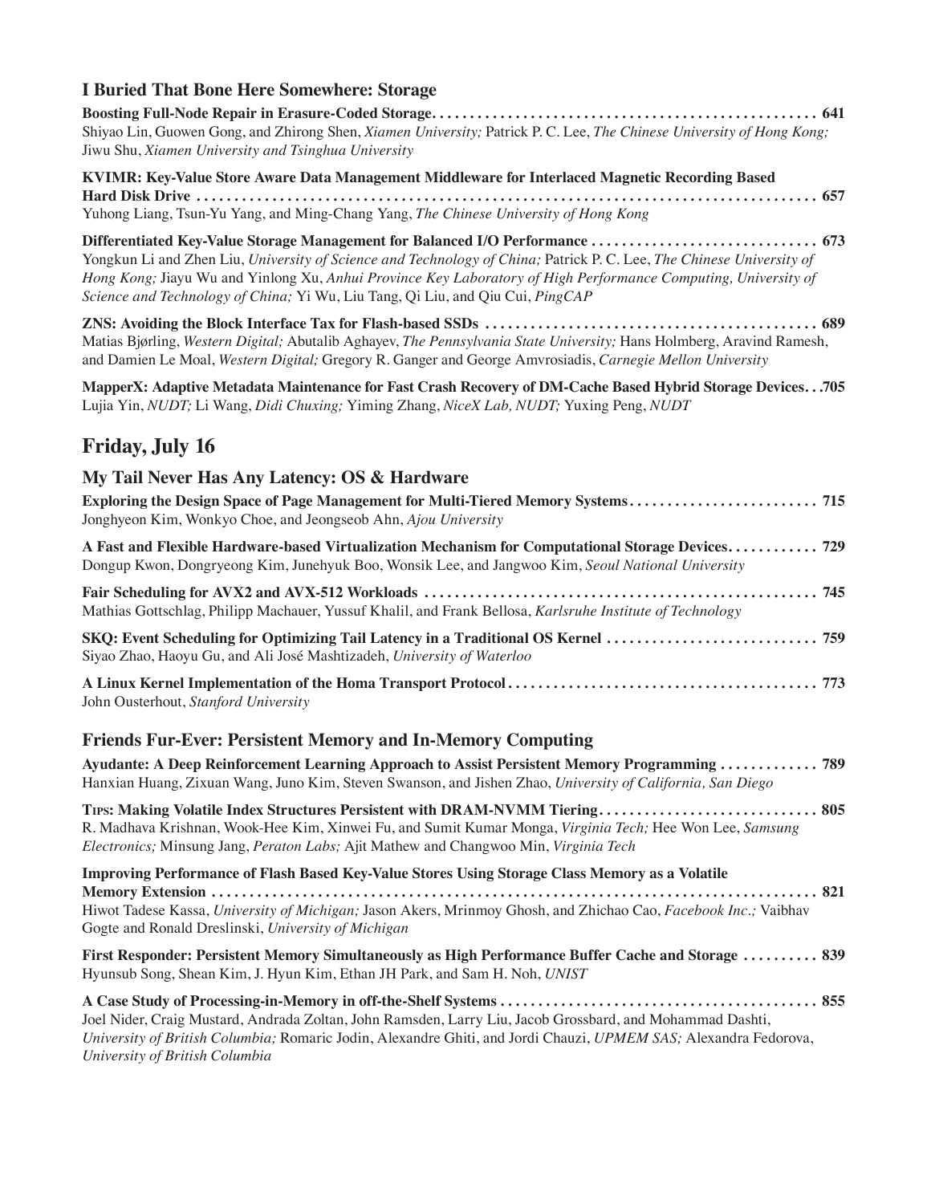### I Buried That Bone Here Somewhere: Storage

**Boosting Full-Node Repair in Erasure-Coded Storage.................................................... 641**
Shiyao Lin, Guowen Gong, and Zhirong Shen, *Xiamen University;* Patrick P. C. Lee, *The Chinese University of Hong Kong;* Jiwu Shu, *Xiamen University and Tsinghua University*

**KVIMR: Key-Value Store Aware Data Management Middleware for Interlaced Magnetic Recording Based Hard Disk Drive .............................................................................. 657**
Yuhong Liang, Tsun-Yu Yang, and Ming-Chang Yang, *The Chinese University of Hong Kong*

**Differentiated Key-Value Storage Management for Balanced I/O Performance .............................. 673**
Yongkun Li and Zhen Liu, *University of Science and Technology of China;* Patrick P. C. Lee, *The Chinese University of Hong Kong;* Jiayu Wu and Yinlong Xu, *Anhui Province Key Laboratory of High Performance Computing, University of Science and Technology of China;* Yi Wu, Liu Tang, Qi Liu, and Qiu Cui, *PingCAP*

**ZNS: Avoiding the Block Interface Tax for Flash-based SSDs ............................................ 689**
Matias Bjørling, *Western Digital;* Abutalib Aghayev, *The Pennsylvania State University;* Hans Holmberg, Aravind Ramesh, and Damien Le Moal, *Western Digital;* Gregory R. Ganger and George Amvrosiadis, *Carnegie Mellon University*

**MapperX: Adaptive Metadata Maintenance for Fast Crash Recovery of DM-Cache Based Hybrid Storage Devices. . .705**
Lujia Yin, *NUDT;* Li Wang, *Didi Chuxing;* Yiming Zhang, *NiceX Lab, NUDT;* Yuxing Peng, *NUDT*

## Friday, July 16

### My Tail Never Has Any Latency: OS & Hardware

**Exploring the Design Space of Page Management for Multi-Tiered Memory Systems......................... 715**
Jonghyeon Kim, Wonkyo Choe, and Jeongseob Ahn, *Ajou University*

**A Fast and Flexible Hardware-based Virtualization Mechanism for Computational Storage Devices............ 729**
Dongup Kwon, Dongryeong Kim, Junehyuk Boo, Wonsik Lee, and Jangwoo Kim, *Seoul National University*

**Fair Scheduling for AVX2 and AVX-512 Workloads .................................................... 745**
Mathias Gottschlag, Philipp Machauer, Yussuf Khalil, and Frank Bellosa, *Karlsruhe Institute of Technology*

**SKQ: Event Scheduling for Optimizing Tail Latency in a Traditional OS Kernel ........................... 759**
Siyao Zhao, Haoyu Gu, and Ali José Mashtizadeh, *University of Waterloo*

**A Linux Kernel Implementation of the Homa Transport Protocol......................................... 773**
John Ousterhout, *Stanford University*

### Friends Fur-Ever: Persistent Memory and In-Memory Computing

**Ayudante: A Deep Reinforcement Learning Approach to Assist Persistent Memory Programming ............. 789**
Hanxian Huang, Zixuan Wang, Juno Kim, Steven Swanson, and Jishen Zhao, *University of California, San Diego*

**TIPS: Making Volatile Index Structures Persistent with DRAM-NVMM Tiering............................. 805**
R. Madhava Krishnan, Wook-Hee Kim, Xinwei Fu, and Sumit Kumar Monga, *Virginia Tech;* Hee Won Lee, *Samsung Electronics;* Minsung Jang, *Peraton Labs;* Ajit Mathew and Changwoo Min, *Virginia Tech*

**Improving Performance of Flash Based Key-Value Stores Using Storage Class Memory as a Volatile Memory Extension ............................................................................ 821**
Hiwot Tadese Kassa, *University of Michigan;* Jason Akers, Mrinmoy Ghosh, and Zhichao Cao, *Facebook Inc.;* Vaibhav Gogte and Ronald Dreslinski, *University of Michigan*

**First Responder: Persistent Memory Simultaneously as High Performance Buffer Cache and Storage .......... 839**
Hyunsub Song, Shean Kim, J. Hyun Kim, Ethan JH Park, and Sam H. Noh, *UNIST*

**A Case Study of Processing-in-Memory in off-the-Shelf Systems .......................................... 855**
Joel Nider, Craig Mustard, Andrada Zoltan, John Ramsden, Larry Liu, Jacob Grossbard, and Mohammad Dashti, *University of British Columbia;* Romaric Jodin, Alexandre Ghiti, and Jordi Chauzi, *UPMEM SAS;* Alexandra Fedorova, *University of British Columbia*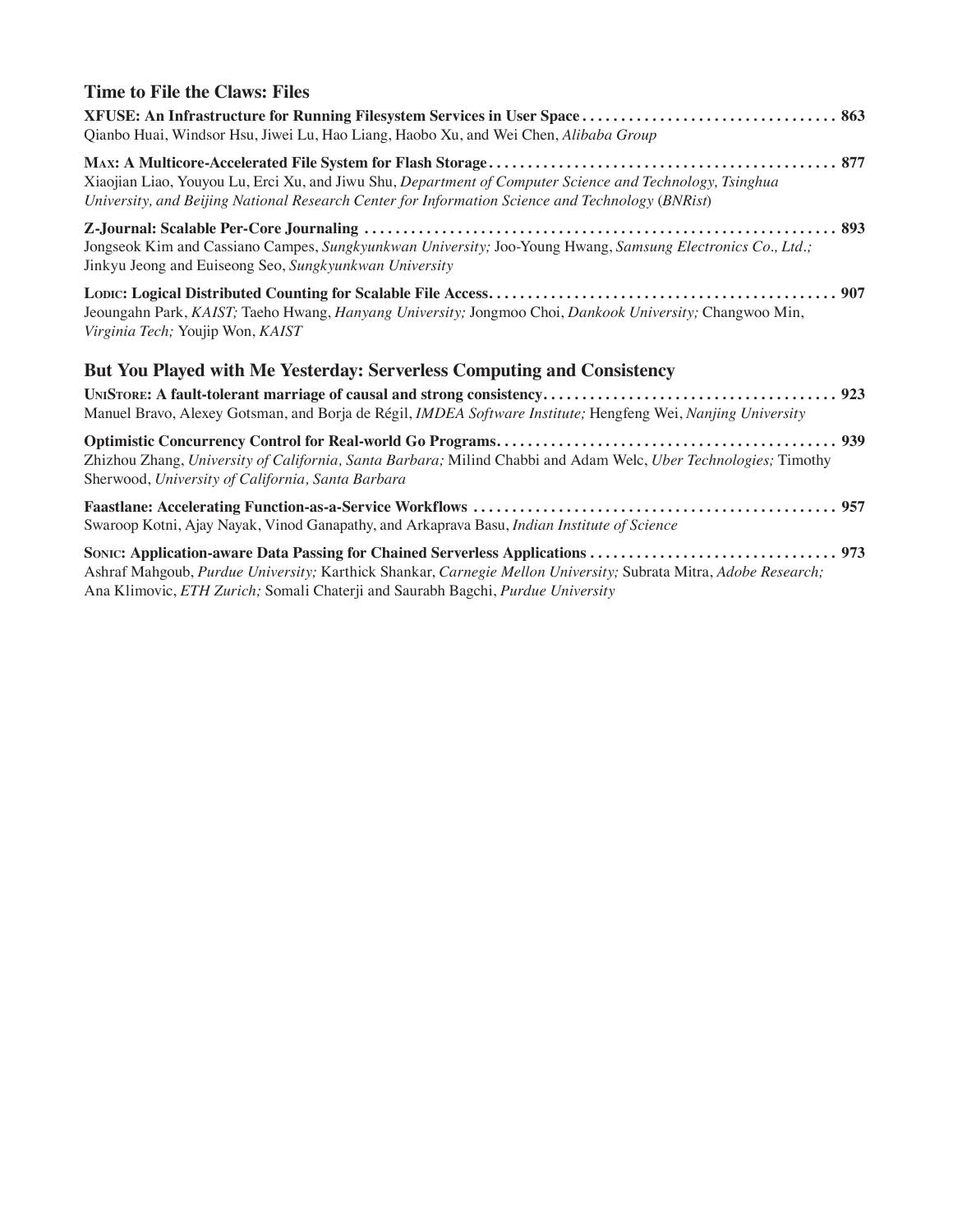## Time to File the Claws: Files

**XFUSE: An Infrastructure for Running Filesystem Services in User Space** ................................ **863**
Qianbo Huai, Windsor Hsu, Jiwei Lu, Hao Liang, Haobo Xu, and Wei Chen, *Alibaba Group*

**Max: A Multicore-Accelerated File System for Flash Storage** ................................ **877**
Xiaojian Liao, Youyou Lu, Erci Xu, and Jiwu Shu, *Department of Computer Science and Technology, Tsinghua University, and Beijing National Research Center for Information Science and Technology* (*BNRist*)

**Z-Journal: Scalable Per-Core Journaling** ................................ **893**
Jongseok Kim and Cassiano Campes, *Sungkyunkwan University;* Joo-Young Hwang, *Samsung Electronics Co., Ltd.;* Jinkyu Jeong and Euiseong Seo, *Sungkyunkwan University*

**Lodic: Logical Distributed Counting for Scalable File Access** ................................ **907**
Jeoungahn Park, *KAIST;* Taeho Hwang, *Hanyang University;* Jongmoo Choi, *Dankook University;* Changwoo Min, *Virginia Tech;* Youjip Won, *KAIST*

## But You Played with Me Yesterday: Serverless Computing and Consistency

**UniStore: A fault-tolerant marriage of causal and strong consistency** ................................ **923**
Manuel Bravo, Alexey Gotsman, and Borja de Régil, *IMDEA Software Institute;* Hengfeng Wei, *Nanjing University*

**Optimistic Concurrency Control for Real-world Go Programs** ................................ **939**
Zhizhou Zhang, *University of California, Santa Barbara;* Milind Chabbi and Adam Welc, *Uber Technologies;* Timothy Sherwood, *University of California, Santa Barbara*

**Faastlane: Accelerating Function-as-a-Service Workflows** ................................ **957**
Swaroop Kotni, Ajay Nayak, Vinod Ganapathy, and Arkaprava Basu, *Indian Institute of Science*

**Sonic: Application-aware Data Passing for Chained Serverless Applications** ................................ **973**
Ashraf Mahgoub, *Purdue University;* Karthick Shankar, *Carnegie Mellon University;* Subrata Mitra, *Adobe Research;* Ana Klimovic, *ETH Zurich;* Somali Chaterji and Saurabh Bagchi, *Purdue University*